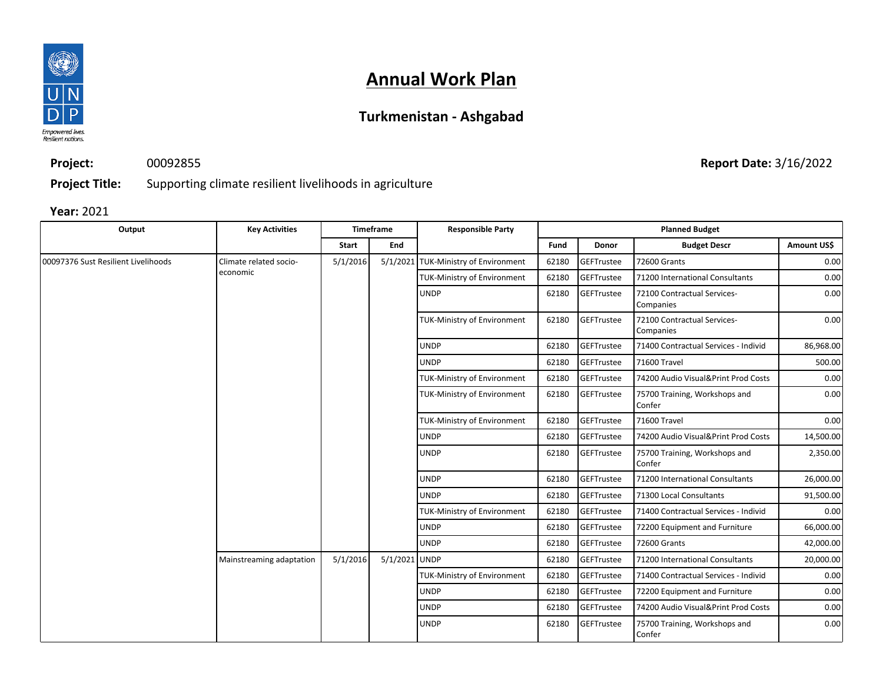# Annual Work Plan

## Turkmenistan - Ashgabad

**Project:** 00092855

**Report Date:** 3/16/2022

**Project Title:** Supporting climate resilient livelihoods in agriculture

**Year:** 2021

| Output | Key Activities | Timeframe | | Responsible Party | Planned Budget | | | |
|---|---|---|---|---|---|---|---|---|
| | | Start | End | | Fund | Donor | Budget Descr | Amount US$ |
| 00097376 Sust Resilient Livelihoods | Climate related socio-economic | 5/1/2016 | 5/1/2021 | TUK-Ministry of Environment | 62180 | GEFTrustee | 72600 Grants | 0.00 |
| | | | | TUK-Ministry of Environment | 62180 | GEFTrustee | 71200 International Consultants | 0.00 |
| | | | | UNDP | 62180 | GEFTrustee | 72100 Contractual Services-Companies | 0.00 |
| | | | | TUK-Ministry of Environment | 62180 | GEFTrustee | 72100 Contractual Services-Companies | 0.00 |
| | | | | UNDP | 62180 | GEFTrustee | 71400 Contractual Services - Individ | 86,968.00 |
| | | | | UNDP | 62180 | GEFTrustee | 71600 Travel | 500.00 |
| | | | | TUK-Ministry of Environment | 62180 | GEFTrustee | 74200 Audio Visual&Print Prod Costs | 0.00 |
| | | | | TUK-Ministry of Environment | 62180 | GEFTrustee | 75700 Training, Workshops and Confer | 0.00 |
| | | | | TUK-Ministry of Environment | 62180 | GEFTrustee | 71600 Travel | 0.00 |
| | | | | UNDP | 62180 | GEFTrustee | 74200 Audio Visual&Print Prod Costs | 14,500.00 |
| | | | | UNDP | 62180 | GEFTrustee | 75700 Training, Workshops and Confer | 2,350.00 |
| | | | | UNDP | 62180 | GEFTrustee | 71200 International Consultants | 26,000.00 |
| | | | | UNDP | 62180 | GEFTrustee | 71300 Local Consultants | 91,500.00 |
| | | | | TUK-Ministry of Environment | 62180 | GEFTrustee | 71400 Contractual Services - Individ | 0.00 |
| | | | | UNDP | 62180 | GEFTrustee | 72200 Equipment and Furniture | 66,000.00 |
| | | | | UNDP | 62180 | GEFTrustee | 72600 Grants | 42,000.00 |
| | Mainstreaming adaptation | 5/1/2016 | 5/1/2021 | UNDP | 62180 | GEFTrustee | 71200 International Consultants | 20,000.00 |
| | | | | TUK-Ministry of Environment | 62180 | GEFTrustee | 71400 Contractual Services - Individ | 0.00 |
| | | | | UNDP | 62180 | GEFTrustee | 72200 Equipment and Furniture | 0.00 |
| | | | | UNDP | 62180 | GEFTrustee | 74200 Audio Visual&Print Prod Costs | 0.00 |
| | | | | UNDP | 62180 | GEFTrustee | 75700 Training, Workshops and Confer | 0.00 |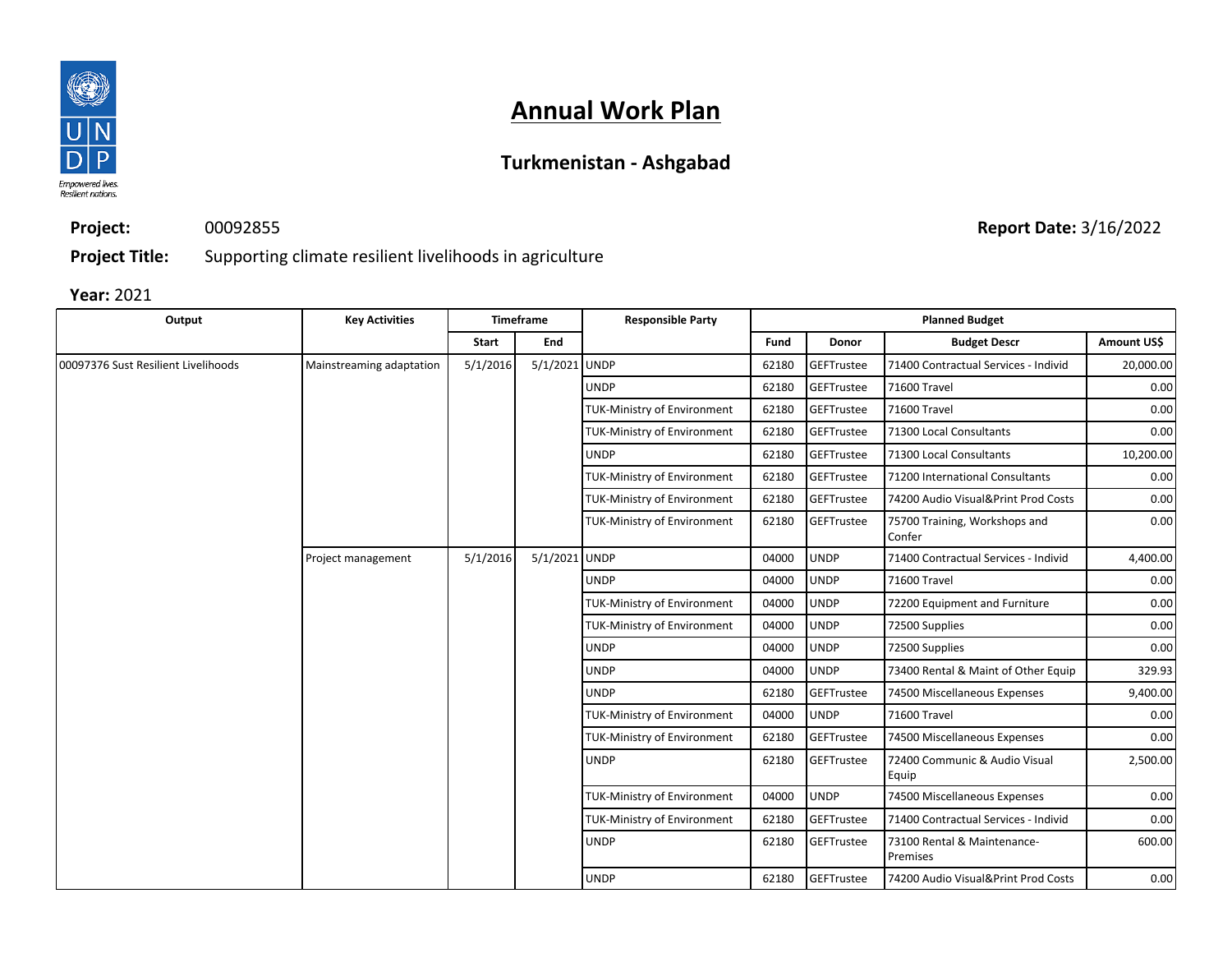# Annual Work Plan

## Turkmenistan - Ashgabad

**Project:** 00092855

**Report Date:** 3/16/2022

**Project Title:** Supporting climate resilient livelihoods in agriculture

**Year:** 2021

| Output | Key Activities | Timeframe | | Responsible Party | Planned Budget | | | |
|---|---|---|---|---|---|---|---|---|
| | | Start | End | | Fund | Donor | Budget Descr | Amount US$ |
| 00097376 Sust Resilient Livelihoods | Mainstreaming adaptation | 5/1/2016 | 5/1/2021 | UNDP | 62180 | GEFTrustee | 71400 Contractual Services - Individ | 20,000.00 |
| | | | | UNDP | 62180 | GEFTrustee | 71600 Travel | 0.00 |
| | | | | TUK-Ministry of Environment | 62180 | GEFTrustee | 71600 Travel | 0.00 |
| | | | | TUK-Ministry of Environment | 62180 | GEFTrustee | 71300 Local Consultants | 0.00 |
| | | | | UNDP | 62180 | GEFTrustee | 71300 Local Consultants | 10,200.00 |
| | | | | TUK-Ministry of Environment | 62180 | GEFTrustee | 71200 International Consultants | 0.00 |
| | | | | TUK-Ministry of Environment | 62180 | GEFTrustee | 74200 Audio Visual&Print Prod Costs | 0.00 |
| | | | | TUK-Ministry of Environment | 62180 | GEFTrustee | 75700 Training, Workshops and Confer | 0.00 |
| | Project management | 5/1/2016 | 5/1/2021 | UNDP | 04000 | UNDP | 71400 Contractual Services - Individ | 4,400.00 |
| | | | | UNDP | 04000 | UNDP | 71600 Travel | 0.00 |
| | | | | TUK-Ministry of Environment | 04000 | UNDP | 72200 Equipment and Furniture | 0.00 |
| | | | | TUK-Ministry of Environment | 04000 | UNDP | 72500 Supplies | 0.00 |
| | | | | UNDP | 04000 | UNDP | 72500 Supplies | 0.00 |
| | | | | UNDP | 04000 | UNDP | 73400 Rental & Maint of Other Equip | 329.93 |
| | | | | UNDP | 62180 | GEFTrustee | 74500 Miscellaneous Expenses | 9,400.00 |
| | | | | TUK-Ministry of Environment | 04000 | UNDP | 71600 Travel | 0.00 |
| | | | | TUK-Ministry of Environment | 62180 | GEFTrustee | 74500 Miscellaneous Expenses | 0.00 |
| | | | | UNDP | 62180 | GEFTrustee | 72400 Communic & Audio Visual Equip | 2,500.00 |
| | | | | TUK-Ministry of Environment | 04000 | UNDP | 74500 Miscellaneous Expenses | 0.00 |
| | | | | TUK-Ministry of Environment | 62180 | GEFTrustee | 71400 Contractual Services - Individ | 0.00 |
| | | | | UNDP | 62180 | GEFTrustee | 73100 Rental & Maintenance-Premises | 600.00 |
| | | | | UNDP | 62180 | GEFTrustee | 74200 Audio Visual&Print Prod Costs | 0.00 |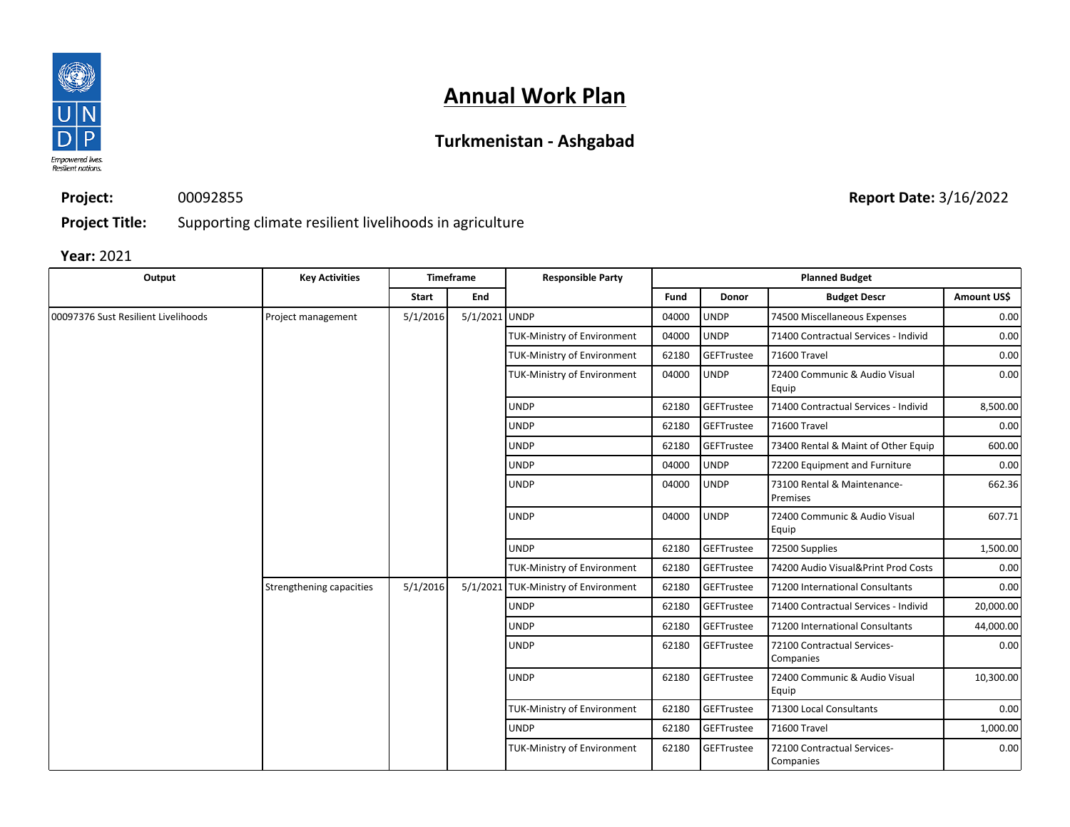# Annual Work Plan

## Turkmenistan - Ashgabad

**Project:** 00092855 **Report Date:** 3/16/2022

**Project Title:** Supporting climate resilient livelihoods in agriculture

**Year:** 2021

| Output | Key Activities | Timeframe | | Responsible Party | Planned Budget | | | |
|---|---|---|---|---|---|---|---|---|
| | | Start | End | | Fund | Donor | Budget Descr | Amount US$ |
| 00097376 Sust Resilient Livelihoods | Project management | 5/1/2016 | 5/1/2021 | UNDP | 04000 | UNDP | 74500 Miscellaneous Expenses | 0.00 |
| | | | | TUK-Ministry of Environment | 04000 | UNDP | 71400 Contractual Services - Individ | 0.00 |
| | | | | TUK-Ministry of Environment | 62180 | GEFTrustee | 71600 Travel | 0.00 |
| | | | | TUK-Ministry of Environment | 04000 | UNDP | 72400 Communic & Audio Visual Equip | 0.00 |
| | | | | UNDP | 62180 | GEFTrustee | 71400 Contractual Services - Individ | 8,500.00 |
| | | | | UNDP | 62180 | GEFTrustee | 71600 Travel | 0.00 |
| | | | | UNDP | 62180 | GEFTrustee | 73400 Rental & Maint of Other Equip | 600.00 |
| | | | | UNDP | 04000 | UNDP | 72200 Equipment and Furniture | 0.00 |
| | | | | UNDP | 04000 | UNDP | 73100 Rental & Maintenance-Premises | 662.36 |
| | | | | UNDP | 04000 | UNDP | 72400 Communic & Audio Visual Equip | 607.71 |
| | | | | UNDP | 62180 | GEFTrustee | 72500 Supplies | 1,500.00 |
| | | | | TUK-Ministry of Environment | 62180 | GEFTrustee | 74200 Audio Visual&Print Prod Costs | 0.00 |
| | Strengthening capacities | 5/1/2016 | 5/1/2021 | TUK-Ministry of Environment | 62180 | GEFTrustee | 71200 International Consultants | 0.00 |
| | | | | UNDP | 62180 | GEFTrustee | 71400 Contractual Services - Individ | 20,000.00 |
| | | | | UNDP | 62180 | GEFTrustee | 71200 International Consultants | 44,000.00 |
| | | | | UNDP | 62180 | GEFTrustee | 72100 Contractual Services-Companies | 0.00 |
| | | | | UNDP | 62180 | GEFTrustee | 72400 Communic & Audio Visual Equip | 10,300.00 |
| | | | | TUK-Ministry of Environment | 62180 | GEFTrustee | 71300 Local Consultants | 0.00 |
| | | | | UNDP | 62180 | GEFTrustee | 71600 Travel | 1,000.00 |
| | | | | TUK-Ministry of Environment | 62180 | GEFTrustee | 72100 Contractual Services-Companies | 0.00 |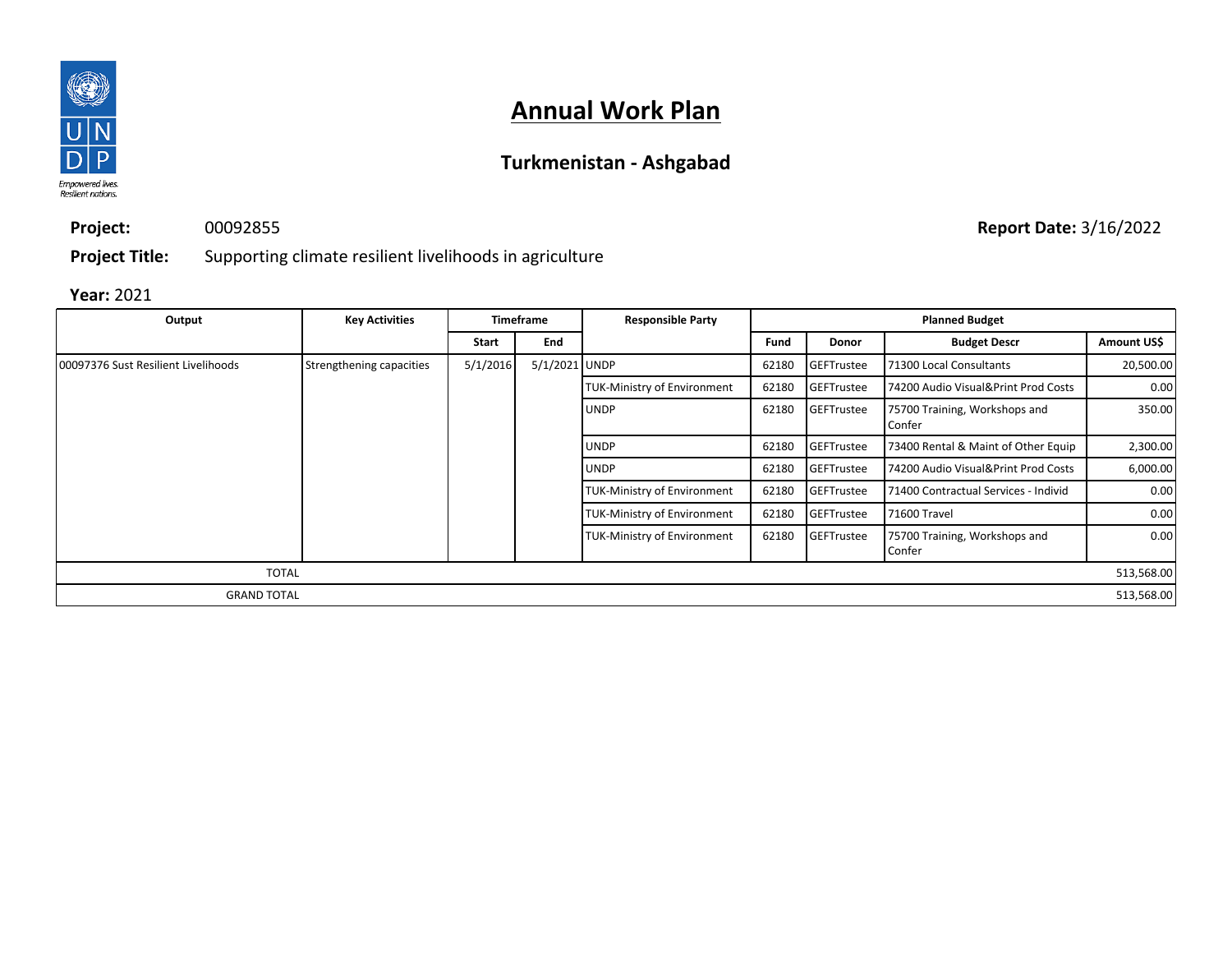# Annual Work Plan

## Turkmenistan - Ashgabad

**Project:** 00092855 **Report Date:** 3/16/2022

**Project Title:** Supporting climate resilient livelihoods in agriculture

**Year:** 2021

| Output | Key Activities | Timeframe | | Responsible Party | Planned Budget | | | |
|---|---|---|---|---|---|---|---|---|
| | | Start | End | | Fund | Donor | Budget Descr | Amount US$ |
| 00097376 Sust Resilient Livelihoods | Strengthening capacities | 5/1/2016 | 5/1/2021 | UNDP | 62180 | GEFTrustee | 71300 Local Consultants | 20,500.00 |
| | | | | TUK-Ministry of Environment | 62180 | GEFTrustee | 74200 Audio Visual&Print Prod Costs | 0.00 |
| | | | | UNDP | 62180 | GEFTrustee | 75700 Training, Workshops and Confer | 350.00 |
| | | | | UNDP | 62180 | GEFTrustee | 73400 Rental & Maint of Other Equip | 2,300.00 |
| | | | | UNDP | 62180 | GEFTrustee | 74200 Audio Visual&Print Prod Costs | 6,000.00 |
| | | | | TUK-Ministry of Environment | 62180 | GEFTrustee | 71400 Contractual Services - Individ | 0.00 |
| | | | | TUK-Ministry of Environment | 62180 | GEFTrustee | 71600 Travel | 0.00 |
| | | | | TUK-Ministry of Environment | 62180 | GEFTrustee | 75700 Training, Workshops and Confer | 0.00 |
| TOTAL | | | | | | | | 513,568.00 |
| GRAND TOTAL | | | | | | | | 513,568.00 |